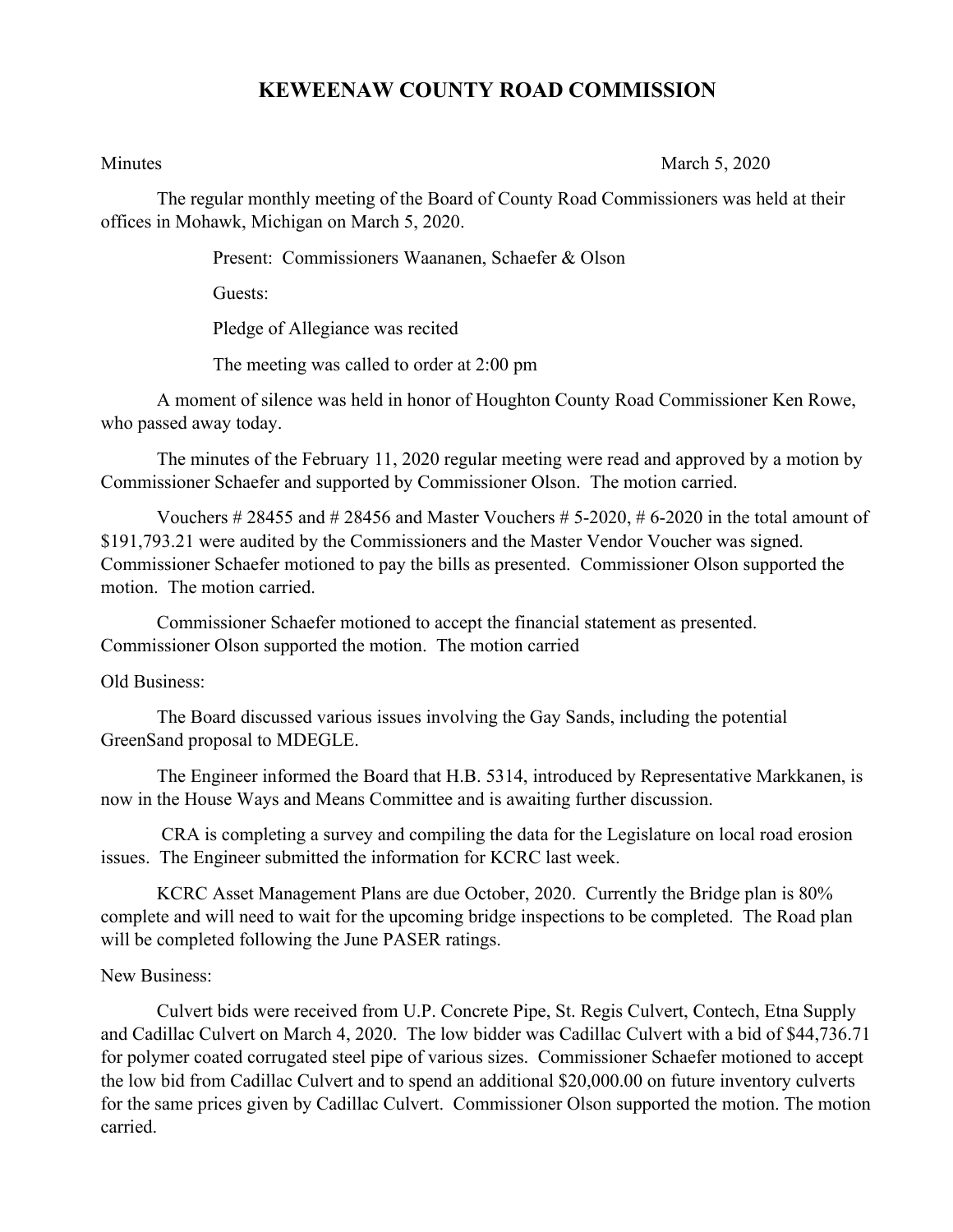# KEWEENAW COUNTY ROAD COMMISSION

Minutes March 5, 2020

The regular monthly meeting of the Board of County Road Commissioners was held at their offices in Mohawk, Michigan on March 5, 2020.

Present: Commissioners Waananen, Schaefer & Olson

Guests:

Pledge of Allegiance was recited

The meeting was called to order at 2:00 pm

A moment of silence was held in honor of Houghton County Road Commissioner Ken Rowe, who passed away today.

The minutes of the February 11, 2020 regular meeting were read and approved by a motion by Commissioner Schaefer and supported by Commissioner Olson. The motion carried.

Vouchers # 28455 and # 28456 and Master Vouchers # 5-2020, # 6-2020 in the total amount of $191,793.21 were audited by the Commissioners and the Master Vendor Voucher was signed. Commissioner Schaefer motioned to pay the bills as presented. Commissioner Olson supported the motion. The motion carried.

Commissioner Schaefer motioned to accept the financial statement as presented. Commissioner Olson supported the motion. The motion carried

Old Business:

The Board discussed various issues involving the Gay Sands, including the potential GreenSand proposal to MDEGLE.

The Engineer informed the Board that H.B. 5314, introduced by Representative Markkanen, is now in the House Ways and Means Committee and is awaiting further discussion.

CRA is completing a survey and compiling the data for the Legislature on local road erosion issues. The Engineer submitted the information for KCRC last week.

KCRC Asset Management Plans are due October, 2020. Currently the Bridge plan is 80% complete and will need to wait for the upcoming bridge inspections to be completed. The Road plan will be completed following the June PASER ratings.

New Business:

Culvert bids were received from U.P. Concrete Pipe, St. Regis Culvert, Contech, Etna Supply and Cadillac Culvert on March 4, 2020. The low bidder was Cadillac Culvert with a bid of $44,736.71 for polymer coated corrugated steel pipe of various sizes. Commissioner Schaefer motioned to accept the low bid from Cadillac Culvert and to spend an additional $20,000.00 on future inventory culverts for the same prices given by Cadillac Culvert. Commissioner Olson supported the motion. The motion carried.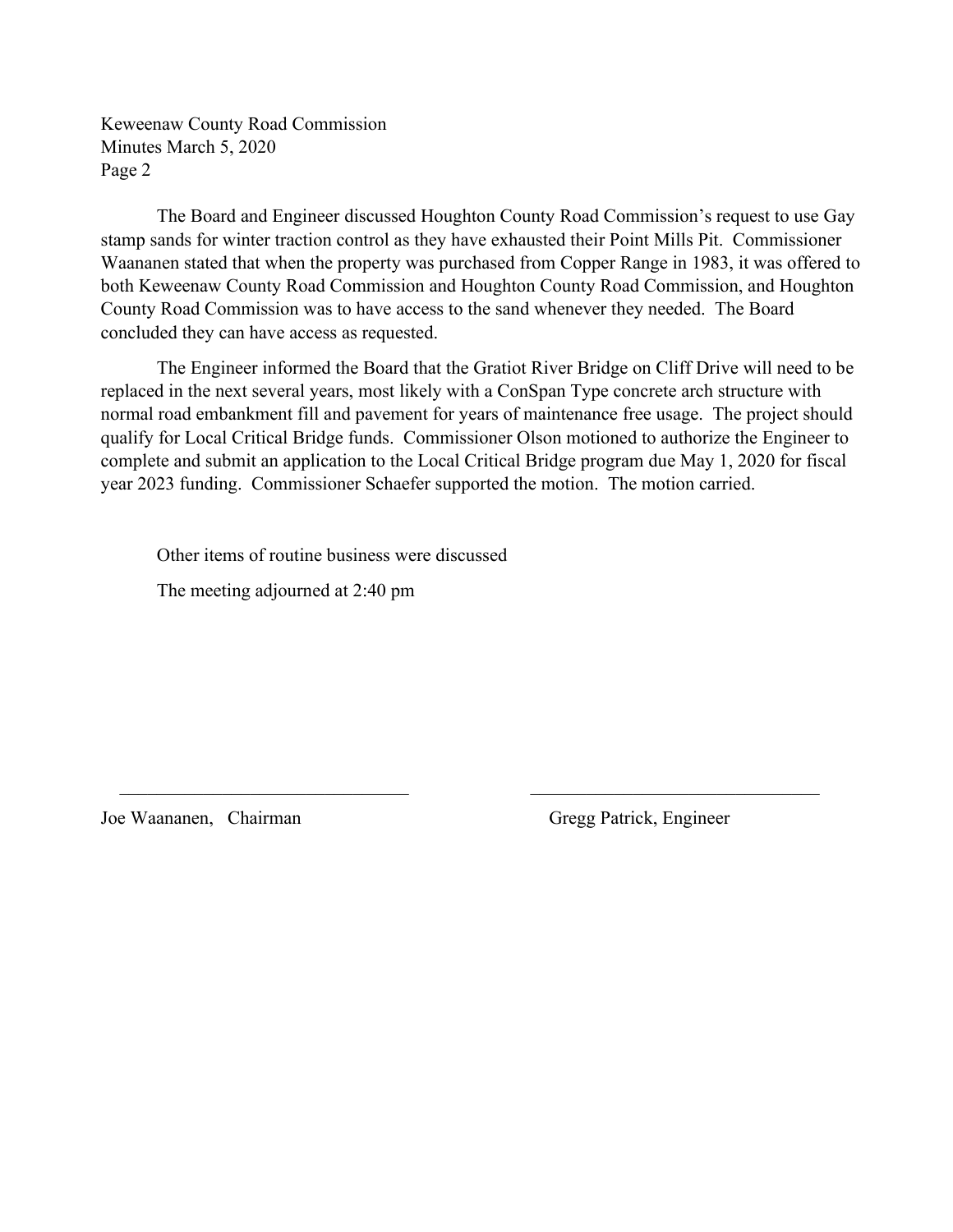The Board and Engineer discussed Houghton County Road Commission's request to use Gay stamp sands for winter traction control as they have exhausted their Point Mills Pit. Commissioner Waananen stated that when the property was purchased from Copper Range in 1983, it was offered to both Keweenaw County Road Commission and Houghton County Road Commission, and Houghton County Road Commission was to have access to the sand whenever they needed. The Board concluded they can have access as requested.

The Engineer informed the Board that the Gratiot River Bridge on Cliff Drive will need to be replaced in the next several years, most likely with a ConSpan Type concrete arch structure with normal road embankment fill and pavement for years of maintenance free usage. The project should qualify for Local Critical Bridge funds. Commissioner Olson motioned to authorize the Engineer to complete and submit an application to the Local Critical Bridge program due May 1, 2020 for fiscal year 2023 funding. Commissioner Schaefer supported the motion. The motion carried.

Other items of routine business were discussed

The meeting adjourned at 2:40 pm

\_\_\_\_\_\_\_\_\_\_\_\_\_\_\_\_\_\_\_\_\_\_\_\_\_\_\_\_\_\_\_\_ \_\_\_\_\_\_\_\_\_\_\_\_\_\_\_\_\_\_\_\_\_\_\_\_\_\_\_\_\_\_\_\_

Joe Waananen, Chairman Gregg Patrick, Engineer